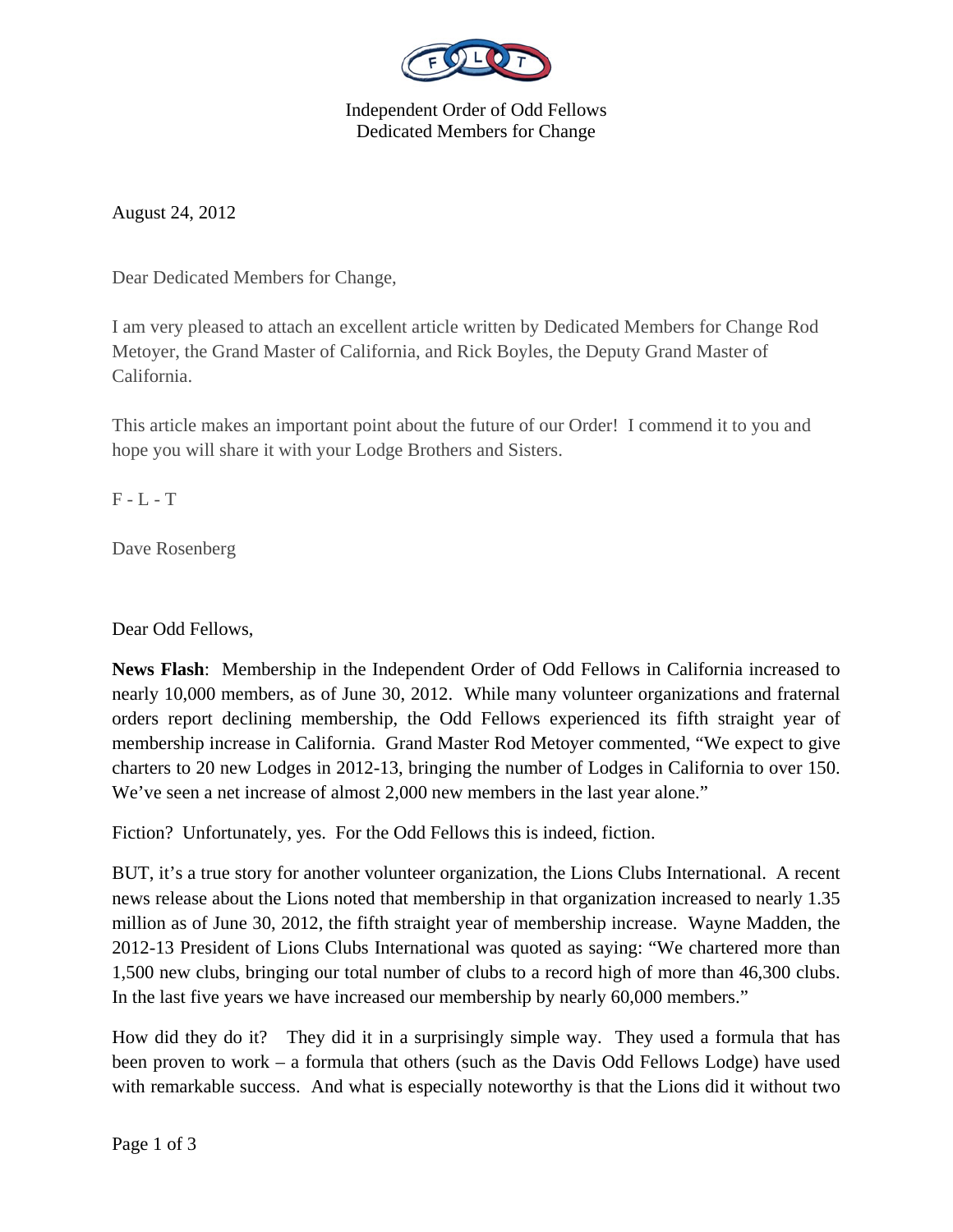Independent Order of Odd Fellows
Dedicated Members for Change

August 24, 2012

Dear Dedicated Members for Change,

I am very pleased to attach an excellent article written by Dedicated Members for Change Rod Metoyer, the Grand Master of California, and Rick Boyles, the Deputy Grand Master of California.

This article makes an important point about the future of our Order! I commend it to you and hope you will share it with your Lodge Brothers and Sisters.

F - L - T

Dave Rosenberg

Dear Odd Fellows,

**News Flash**: Membership in the Independent Order of Odd Fellows in California increased to nearly 10,000 members, as of June 30, 2012. While many volunteer organizations and fraternal orders report declining membership, the Odd Fellows experienced its fifth straight year of membership increase in California. Grand Master Rod Metoyer commented, "We expect to give charters to 20 new Lodges in 2012-13, bringing the number of Lodges in California to over 150. We've seen a net increase of almost 2,000 new members in the last year alone."

Fiction? Unfortunately, yes. For the Odd Fellows this is indeed, fiction.

BUT, it's a true story for another volunteer organization, the Lions Clubs International. A recent news release about the Lions noted that membership in that organization increased to nearly 1.35 million as of June 30, 2012, the fifth straight year of membership increase. Wayne Madden, the 2012-13 President of Lions Clubs International was quoted as saying: "We chartered more than 1,500 new clubs, bringing our total number of clubs to a record high of more than 46,300 clubs. In the last five years we have increased our membership by nearly 60,000 members."

How did they do it? They did it in a surprisingly simple way. They used a formula that has been proven to work – a formula that others (such as the Davis Odd Fellows Lodge) have used with remarkable success. And what is especially noteworthy is that the Lions did it without two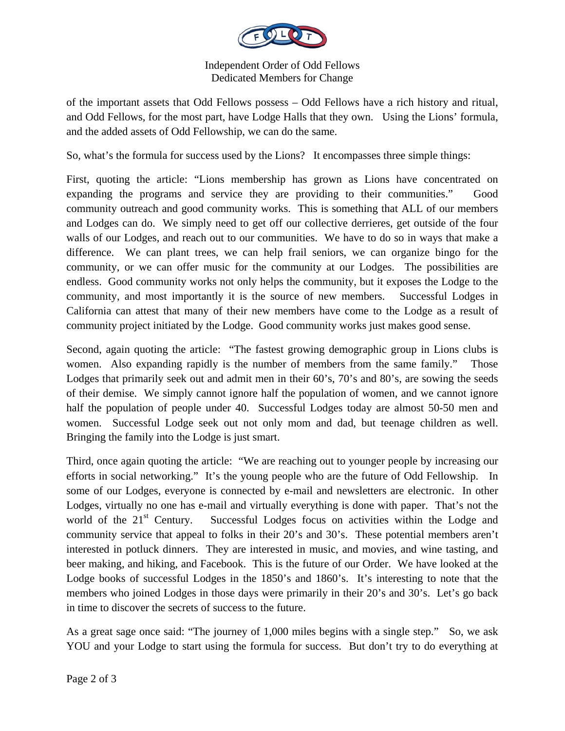of the important assets that Odd Fellows possess – Odd Fellows have a rich history and ritual, and Odd Fellows, for the most part, have Lodge Halls that they own. Using the Lions' formula, and the added assets of Odd Fellowship, we can do the same.

So, what's the formula for success used by the Lions? It encompasses three simple things:

First, quoting the article: "Lions membership has grown as Lions have concentrated on expanding the programs and service they are providing to their communities." Good community outreach and good community works. This is something that ALL of our members and Lodges can do. We simply need to get off our collective derrieres, get outside of the four walls of our Lodges, and reach out to our communities. We have to do so in ways that make a difference. We can plant trees, we can help frail seniors, we can organize bingo for the community, or we can offer music for the community at our Lodges. The possibilities are endless. Good community works not only helps the community, but it exposes the Lodge to the community, and most importantly it is the source of new members. Successful Lodges in California can attest that many of their new members have come to the Lodge as a result of community project initiated by the Lodge. Good community works just makes good sense.

Second, again quoting the article: "The fastest growing demographic group in Lions clubs is women. Also expanding rapidly is the number of members from the same family." Those Lodges that primarily seek out and admit men in their 60's, 70's and 80's, are sowing the seeds of their demise. We simply cannot ignore half the population of women, and we cannot ignore half the population of people under 40. Successful Lodges today are almost 50-50 men and women. Successful Lodge seek out not only mom and dad, but teenage children as well. Bringing the family into the Lodge is just smart.

Third, once again quoting the article: "We are reaching out to younger people by increasing our efforts in social networking." It's the young people who are the future of Odd Fellowship. In some of our Lodges, everyone is connected by e-mail and newsletters are electronic. In other Lodges, virtually no one has e-mail and virtually everything is done with paper. That's not the world of the 21st Century. Successful Lodges focus on activities within the Lodge and community service that appeal to folks in their 20's and 30's. These potential members aren't interested in potluck dinners. They are interested in music, and movies, and wine tasting, and beer making, and hiking, and Facebook. This is the future of our Order. We have looked at the Lodge books of successful Lodges in the 1850's and 1860's. It's interesting to note that the members who joined Lodges in those days were primarily in their 20's and 30's. Let's go back in time to discover the secrets of success to the future.

As a great sage once said: "The journey of 1,000 miles begins with a single step." So, we ask YOU and your Lodge to start using the formula for success. But don't try to do everything at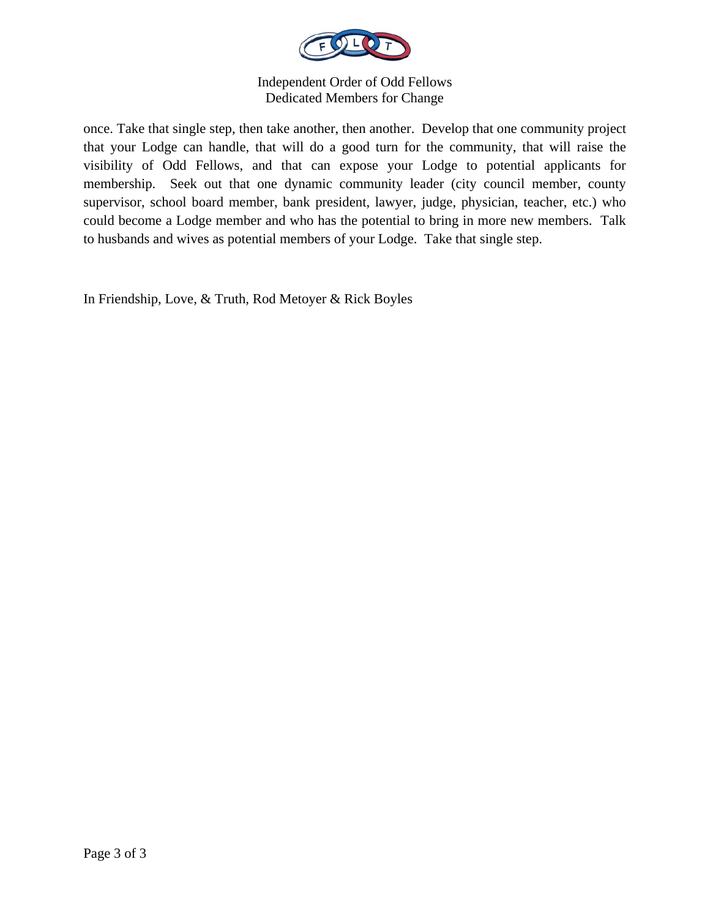once. Take that single step, then take another, then another. Develop that one community project that your Lodge can handle, that will do a good turn for the community, that will raise the visibility of Odd Fellows, and that can expose your Lodge to potential applicants for membership. Seek out that one dynamic community leader (city council member, county supervisor, school board member, bank president, lawyer, judge, physician, teacher, etc.) who could become a Lodge member and who has the potential to bring in more new members. Talk to husbands and wives as potential members of your Lodge. Take that single step.

In Friendship, Love, & Truth, Rod Metoyer & Rick Boyles